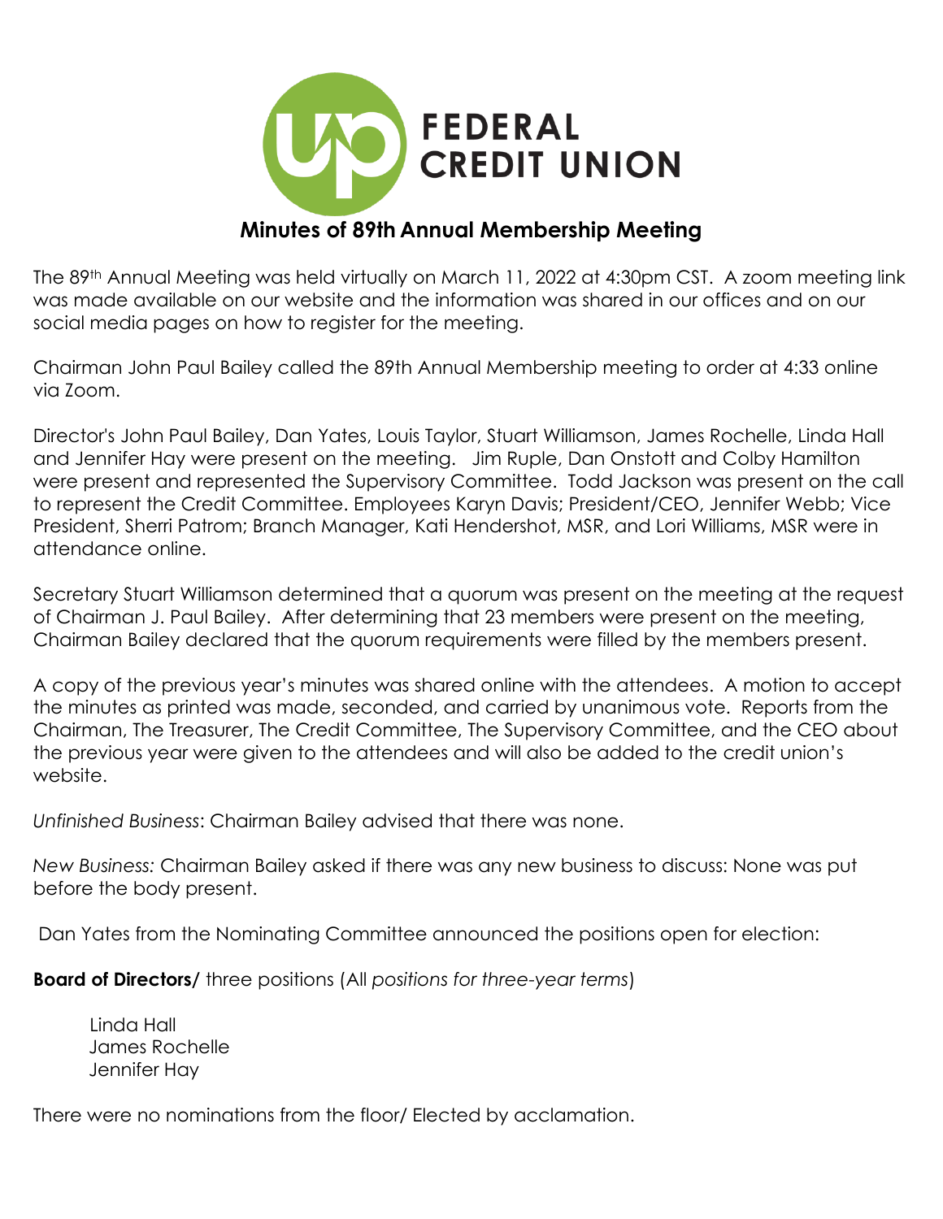**FEDERAL CREDIT UNION**

## Minutes of 89th Annual Membership Meeting

The 89th Annual Meeting was held virtually on March 11, 2022 at 4:30pm CST. A zoom meeting link was made available on our website and the information was shared in our offices and on our social media pages on how to register for the meeting.

Chairman John Paul Bailey called the 89th Annual Membership meeting to order at 4:33 online via Zoom.

Director's John Paul Bailey, Dan Yates, Louis Taylor, Stuart Williamson, James Rochelle, Linda Hall and Jennifer Hay were present on the meeting. Jim Ruple, Dan Onstott and Colby Hamilton were present and represented the Supervisory Committee. Todd Jackson was present on the call to represent the Credit Committee. Employees Karyn Davis; President/CEO, Jennifer Webb; Vice President, Sherri Patrom; Branch Manager, Kati Hendershot, MSR, and Lori Williams, MSR were in attendance online.

Secretary Stuart Williamson determined that a quorum was present on the meeting at the request of Chairman J. Paul Bailey. After determining that 23 members were present on the meeting, Chairman Bailey declared that the quorum requirements were filled by the members present.

A copy of the previous year's minutes was shared online with the attendees. A motion to accept the minutes as printed was made, seconded, and carried by unanimous vote. Reports from the Chairman, The Treasurer, The Credit Committee, The Supervisory Committee, and the CEO about the previous year were given to the attendees and will also be added to the credit union's website.

*Unfinished Business*: Chairman Bailey advised that there was none.

*New Business:* Chairman Bailey asked if there was any new business to discuss: None was put before the body present.

Dan Yates from the Nominating Committee announced the positions open for election:

**Board of Directors/** three positions (All *positions for three-year terms*)

Linda Hall
James Rochelle
Jennifer Hay

There were no nominations from the floor/ Elected by acclamation.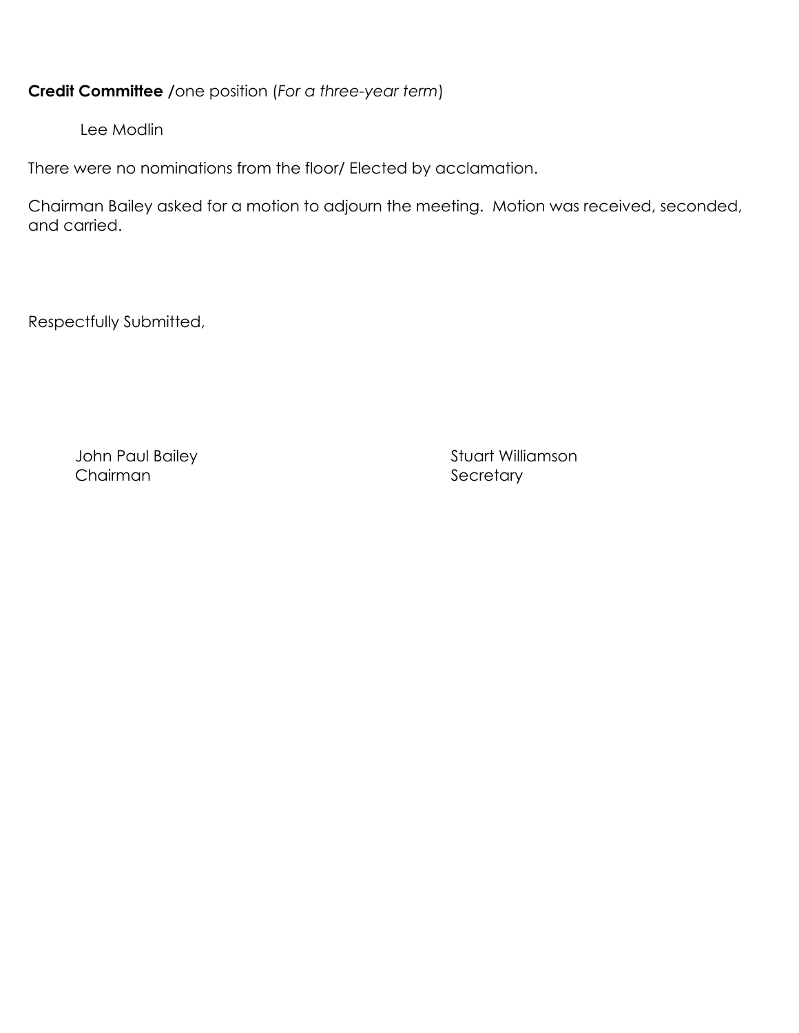**Credit Committee /**one position (*For a three-year term*)

Lee Modlin

There were no nominations from the floor/ Elected by acclamation.

Chairman Bailey asked for a motion to adjourn the meeting. Motion was received, seconded, and carried.

Respectfully Submitted,

John Paul Bailey
Chairman

Stuart Williamson
Secretary